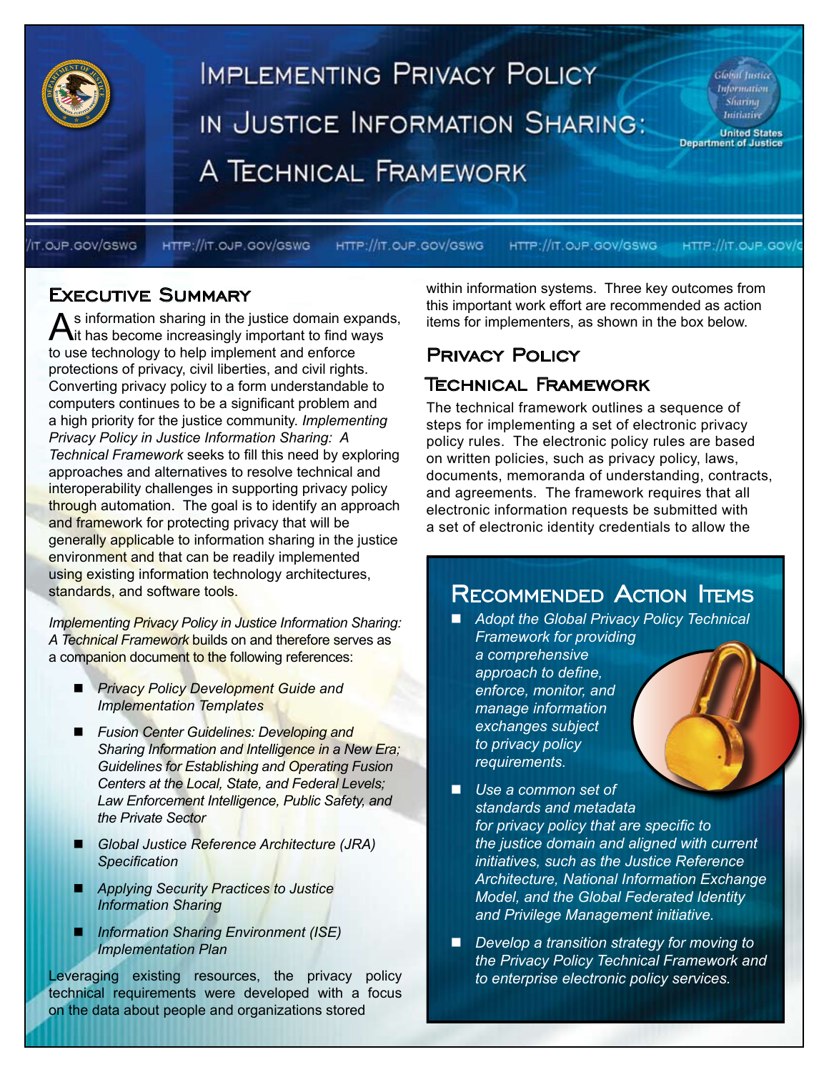# Implementing Privacy Policy in Justice Information Sharing: A Technical Framework

Global Justice Information Sharing Initiative

United States Department of Justice

HTTP://IT.OJP.GOV/GSWG

## Executive Summary

As information sharing in the justice domain expands, it has become increasingly important to find ways to use technology to help implement and enforce protections of privacy, civil liberties, and civil rights. Converting privacy policy to a form understandable to computers continues to be a significant problem and a high priority for the justice community. *Implementing Privacy Policy in Justice Information Sharing: A Technical Framework* seeks to fill this need by exploring approaches and alternatives to resolve technical and interoperability challenges in supporting privacy policy through automation. The goal is to identify an approach and framework for protecting privacy that will be generally applicable to information sharing in the justice environment and that can be readily implemented using existing information technology architectures, standards, and software tools.

*Implementing Privacy Policy in Justice Information Sharing: A Technical Framework* builds on and therefore serves as a companion document to the following references:

- *Privacy Policy Development Guide and Implementation Templates*
- *Fusion Center Guidelines: Developing and Sharing Information and Intelligence in a New Era; Guidelines for Establishing and Operating Fusion Centers at the Local, State, and Federal Levels; Law Enforcement Intelligence, Public Safety, and the Private Sector*
- *Global Justice Reference Architecture (JRA) Specification*
- *Applying Security Practices to Justice Information Sharing*
- *Information Sharing Environment (ISE) Implementation Plan*

Leveraging existing resources, the privacy policy technical requirements were developed with a focus on the data about people and organizations stored within information systems. Three key outcomes from this important work effort are recommended as action items for implementers, as shown in the box below.

## Privacy Policy Technical Framework

The technical framework outlines a sequence of steps for implementing a set of electronic privacy policy rules. The electronic policy rules are based on written policies, such as privacy policy, laws, documents, memoranda of understanding, contracts, and agreements. The framework requires that all electronic information requests be submitted with a set of electronic identity credentials to allow the

### Recommended Action Items

- *Adopt the Global Privacy Policy Technical Framework for providing a comprehensive approach to define, enforce, monitor, and manage information exchanges subject to privacy policy requirements.*
- *Use a common set of standards and metadata for privacy policy that are specific to the justice domain and aligned with current initiatives, such as the Justice Reference Architecture, National Information Exchange Model, and the Global Federated Identity and Privilege Management initiative.*
- *Develop a transition strategy for moving to the Privacy Policy Technical Framework and to enterprise electronic policy services.*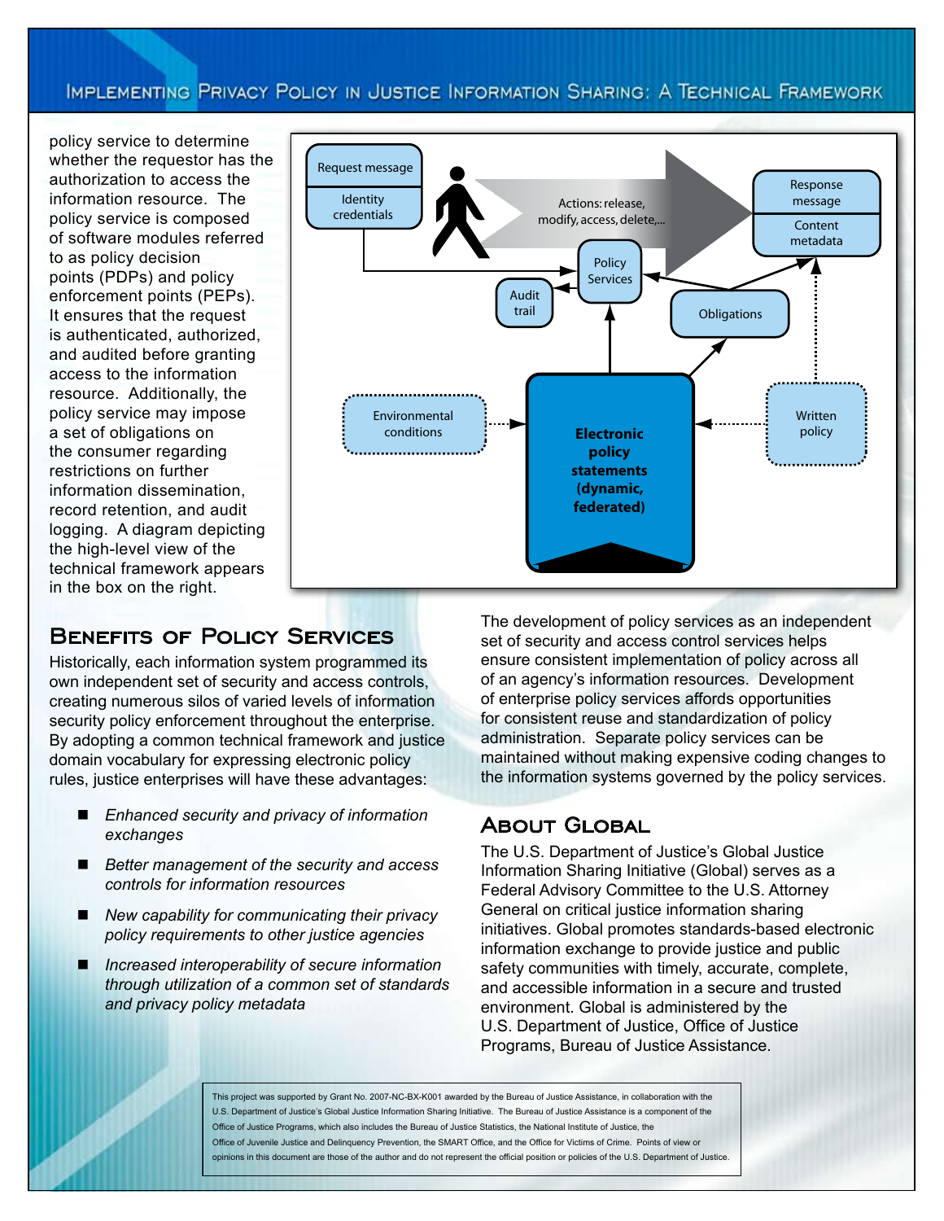policy service to determine whether the requestor has the authorization to access the information resource. The policy service is composed of software modules referred to as policy decision points (PDPs) and policy enforcement points (PEPs). It ensures that the request is authenticated, authorized, and audited before granting access to the information resource. Additionally, the policy service may impose a set of obligations on the consumer regarding restrictions on further information dissemination, record retention, and audit logging. A diagram depicting the high-level view of the technical framework appears in the box on the right.

Request message

Identity credentials

Actions: release, modify, access, delete,...

Response message

Content metadata

Policy Services

Audit trail

Obligations

Environmental conditions

Electronic policy statements (dynamic, federated)

Written policy

## Benefits of Policy Services

Historically, each information system programmed its own independent set of security and access controls, creating numerous silos of varied levels of information security policy enforcement throughout the enterprise. By adopting a common technical framework and justice domain vocabulary for expressing electronic policy rules, justice enterprises will have these advantages:

- *Enhanced security and privacy of information exchanges*
- *Better management of the security and access controls for information resources*
- *New capability for communicating their privacy policy requirements to other justice agencies*
- *Increased interoperability of secure information through utilization of a common set of standards and privacy policy metadata*

The development of policy services as an independent set of security and access control services helps ensure consistent implementation of policy across all of an agency's information resources. Development of enterprise policy services affords opportunities for consistent reuse and standardization of policy administration. Separate policy services can be maintained without making expensive coding changes to the information systems governed by the policy services.

## About Global

The U.S. Department of Justice's Global Justice Information Sharing Initiative (Global) serves as a Federal Advisory Committee to the U.S. Attorney General on critical justice information sharing initiatives. Global promotes standards-based electronic information exchange to provide justice and public safety communities with timely, accurate, complete, and accessible information in a secure and trusted environment. Global is administered by the U.S. Department of Justice, Office of Justice Programs, Bureau of Justice Assistance.

This project was supported by Grant No. 2007-NC-BX-K001 awarded by the Bureau of Justice Assistance, in collaboration with the U.S. Department of Justice's Global Justice Information Sharing Initiative. The Bureau of Justice Assistance is a component of the Office of Justice Programs, which also includes the Bureau of Justice Statistics, the National Institute of Justice, the Office of Juvenile Justice and Delinquency Prevention, the SMART Office, and the Office for Victims of Crime. Points of view or opinions in this document are those of the author and do not represent the official position or policies of the U.S. Department of Justice.